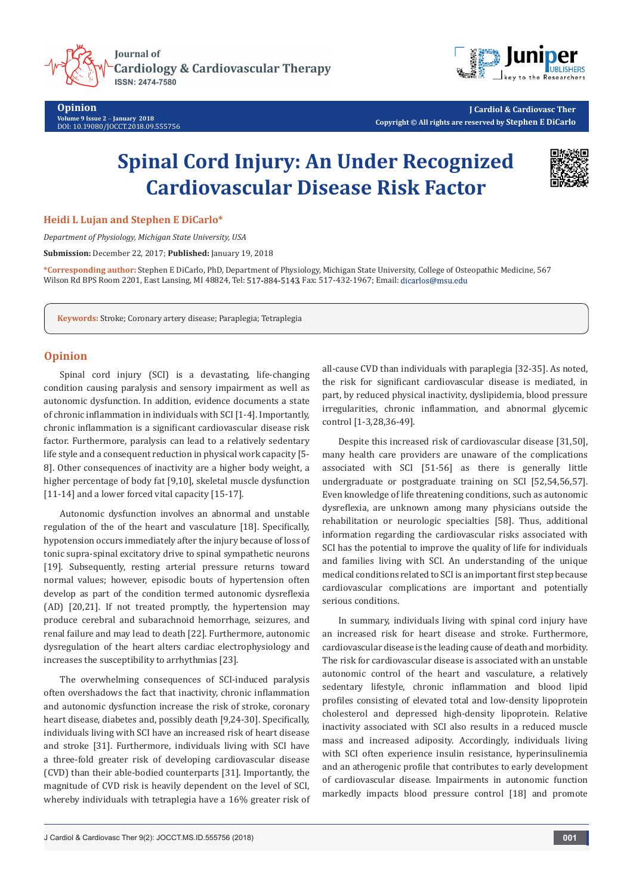# Spinal Cord Injury: An Under Recognized Cardiovascular Disease Risk Factor

**Heidi L Lujan and Stephen E DiCarlo***

*Department of Physiology, Michigan State University, USA*

**Submission:** December 22, 2017; **Published:** January 19, 2018

***Corresponding author:** Stephen E DiCarlo, PhD, Department of Physiology, Michigan State University, College of Osteopathic Medicine, 567 Wilson Rd BPS Room 2201, East Lansing, MI 48824, Tel: 517-884-5143, Fax: 517-432-1967; Email: dicarlos@msu.edu

**Keywords:** Stroke; Coronary artery disease; Paraplegia; Tetraplegia

## Opinion

Spinal cord injury (SCI) is a devastating, life-changing condition causing paralysis and sensory impairment as well as autonomic dysfunction. In addition, evidence documents a state of chronic inflammation in individuals with SCI [1-4]. Importantly, chronic inflammation is a significant cardiovascular disease risk factor. Furthermore, paralysis can lead to a relatively sedentary life style and a consequent reduction in physical work capacity [5-8]. Other consequences of inactivity are a higher body weight, a higher percentage of body fat [9,10], skeletal muscle dysfunction [11-14] and a lower forced vital capacity [15-17].

Autonomic dysfunction involves an abnormal and unstable regulation of the of the heart and vasculature [18]. Specifically, hypotension occurs immediately after the injury because of loss of tonic supra-spinal excitatory drive to spinal sympathetic neurons [19]. Subsequently, resting arterial pressure returns toward normal values; however, episodic bouts of hypertension often develop as part of the condition termed autonomic dysreflexia (AD) [20,21]. If not treated promptly, the hypertension may produce cerebral and subarachnoid hemorrhage, seizures, and renal failure and may lead to death [22]. Furthermore, autonomic dysregulation of the heart alters cardiac electrophysiology and increases the susceptibility to arrhythmias [23].

The overwhelming consequences of SCI-induced paralysis often overshadows the fact that inactivity, chronic inflammation and autonomic dysfunction increase the risk of stroke, coronary heart disease, diabetes and, possibly death [9,24-30]. Specifically, individuals living with SCI have an increased risk of heart disease and stroke [31]. Furthermore, individuals living with SCI have a three-fold greater risk of developing cardiovascular disease (CVD) than their able-bodied counterparts [31]. Importantly, the magnitude of CVD risk is heavily dependent on the level of SCI, whereby individuals with tetraplegia have a 16% greater risk of all-cause CVD than individuals with paraplegia [32-35]. As noted, the risk for significant cardiovascular disease is mediated, in part, by reduced physical inactivity, dyslipidemia, blood pressure irregularities, chronic inflammation, and abnormal glycemic control [1-3,28,36-49].

Despite this increased risk of cardiovascular disease [31,50], many health care providers are unaware of the complications associated with SCI [51-56] as there is generally little undergraduate or postgraduate training on SCI [52,54,56,57]. Even knowledge of life threatening conditions, such as autonomic dysreflexia, are unknown among many physicians outside the rehabilitation or neurologic specialties [58]. Thus, additional information regarding the cardiovascular risks associated with SCI has the potential to improve the quality of life for individuals and families living with SCI. An understanding of the unique medical conditions related to SCI is an important first step because cardiovascular complications are important and potentially serious conditions.

In summary, individuals living with spinal cord injury have an increased risk for heart disease and stroke. Furthermore, cardiovascular disease is the leading cause of death and morbidity. The risk for cardiovascular disease is associated with an unstable autonomic control of the heart and vasculature, a relatively sedentary lifestyle, chronic inflammation and blood lipid profiles consisting of elevated total and low-density lipoprotein cholesterol and depressed high-density lipoprotein. Relative inactivity associated with SCI also results in a reduced muscle mass and increased adiposity. Accordingly, individuals living with SCI often experience insulin resistance, hyperinsulinemia and an atherogenic profile that contributes to early development of cardiovascular disease. Impairments in autonomic function markedly impacts blood pressure control [18] and promote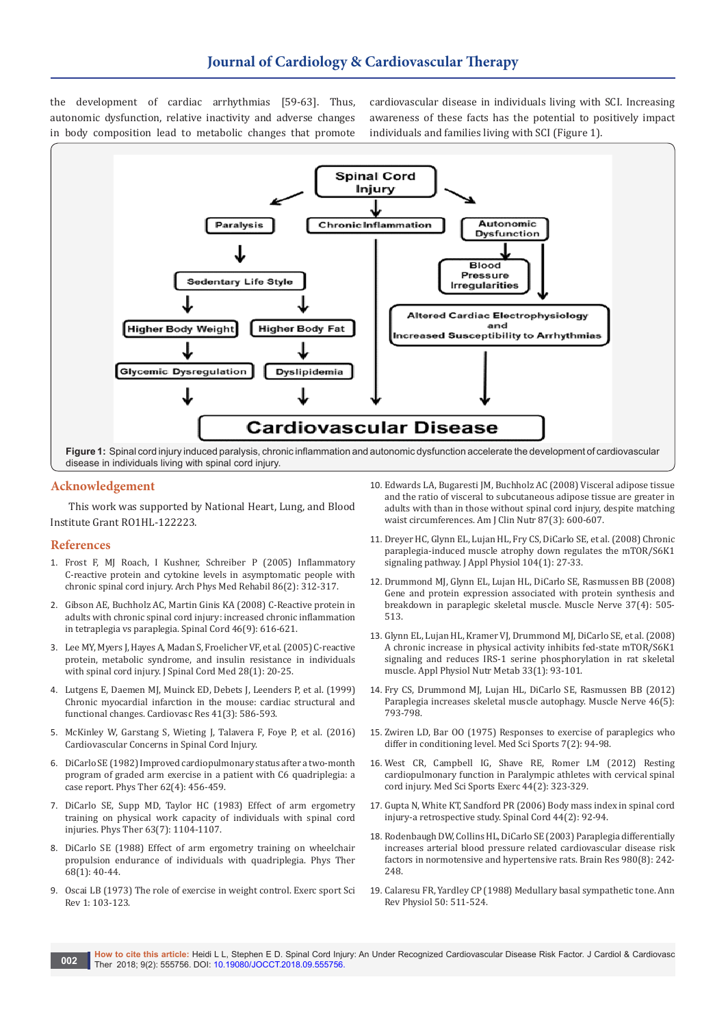the development of cardiac arrhythmias [59-63]. Thus, autonomic dysfunction, relative inactivity and adverse changes in body composition lead to metabolic changes that promote cardiovascular disease in individuals living with SCI. Increasing awareness of these facts has the potential to positively impact individuals and families living with SCI (Figure 1).

**Figure 1:** Spinal cord injury induced paralysis, chronic inflammation and autonomic dysfunction accelerate the development of cardiovascular disease in individuals living with spinal cord injury.

## Acknowledgement

This work was supported by National Heart, Lung, and Blood Institute Grant RO1HL-122223.

## References

1. Frost F, MJ Roach, I Kushner, Schreiber P (2005) Inflammatory C-reactive protein and cytokine levels in asymptomatic people with chronic spinal cord injury. Arch Phys Med Rehabil 86(2): 312-317.
2. Gibson AE, Buchholz AC, Martin Ginis KA (2008) C-Reactive protein in adults with chronic spinal cord injury: increased chronic inflammation in tetraplegia vs paraplegia. Spinal Cord 46(9): 616-621.
3. Lee MY, Myers J, Hayes A, Madan S, Froelicher VF, et al. (2005) C-reactive protein, metabolic syndrome, and insulin resistance in individuals with spinal cord injury. J Spinal Cord Med 28(1): 20-25.
4. Lutgens E, Daemen MJ, Muinck ED, Debets J, Leenders P, et al. (1999) Chronic myocardial infarction in the mouse: cardiac structural and functional changes. Cardiovasc Res 41(3): 586-593.
5. McKinley W, Garstang S, Wieting J, Talavera F, Foye P, et al. (2016) Cardiovascular Concerns in Spinal Cord Injury.
6. DiCarlo SE (1982) Improved cardiopulmonary status after a two-month program of graded arm exercise in a patient with C6 quadriplegia: a case report. Phys Ther 62(4): 456-459.
7. DiCarlo SE, Supp MD, Taylor HC (1983) Effect of arm ergometry training on physical work capacity of individuals with spinal cord injuries. Phys Ther 63(7): 1104-1107.
8. DiCarlo SE (1988) Effect of arm ergometry training on wheelchair propulsion endurance of individuals with quadriplegia. Phys Ther 68(1): 40-44.
9. Oscai LB (1973) The role of exercise in weight control. Exerc sport Sci Rev 1: 103-123.
10. Edwards LA, Bugaresti JM, Buchholz AC (2008) Visceral adipose tissue and the ratio of visceral to subcutaneous adipose tissue are greater in adults with than in those without spinal cord injury, despite matching waist circumferences. Am J Clin Nutr 87(3): 600-607.
11. Dreyer HC, Glynn EL, Lujan HL, Fry CS, DiCarlo SE, et al. (2008) Chronic paraplegia-induced muscle atrophy down regulates the mTOR/S6K1 signaling pathway. J Appl Physiol 104(1): 27-33.
12. Drummond MJ, Glynn EL, Lujan HL, DiCarlo SE, Rasmussen BB (2008) Gene and protein expression associated with protein synthesis and breakdown in paraplegic skeletal muscle. Muscle Nerve 37(4): 505-513.
13. Glynn EL, Lujan HL, Kramer VJ, Drummond MJ, DiCarlo SE, et al. (2008) A chronic increase in physical activity inhibits fed-state mTOR/S6K1 signaling and reduces IRS-1 serine phosphorylation in rat skeletal muscle. Appl Physiol Nutr Metab 33(1): 93-101.
14. Fry CS, Drummond MJ, Lujan HL, DiCarlo SE, Rasmussen BB (2012) Paraplegia increases skeletal muscle autophagy. Muscle Nerve 46(5): 793-798.
15. Zwiren LD, Bar OO (1975) Responses to exercise of paraplegics who differ in conditioning level. Med Sci Sports 7(2): 94-98.
16. West CR, Campbell IG, Shave RE, Romer LM (2012) Resting cardiopulmonary function in Paralympic athletes with cervical spinal cord injury. Med Sci Sports Exerc 44(2): 323-329.
17. Gupta N, White KT, Sandford PR (2006) Body mass index in spinal cord injury-a retrospective study. Spinal Cord 44(2): 92-94.
18. Rodenbaugh DW, Collins HL, DiCarlo SE (2003) Paraplegia differentially increases arterial blood pressure related cardiovascular disease risk factors in normotensive and hypertensive rats. Brain Res 980(8): 242-248.
19. Calaresu FR, Yardley CP (1988) Medullary basal sympathetic tone. Ann Rev Physiol 50: 511-524.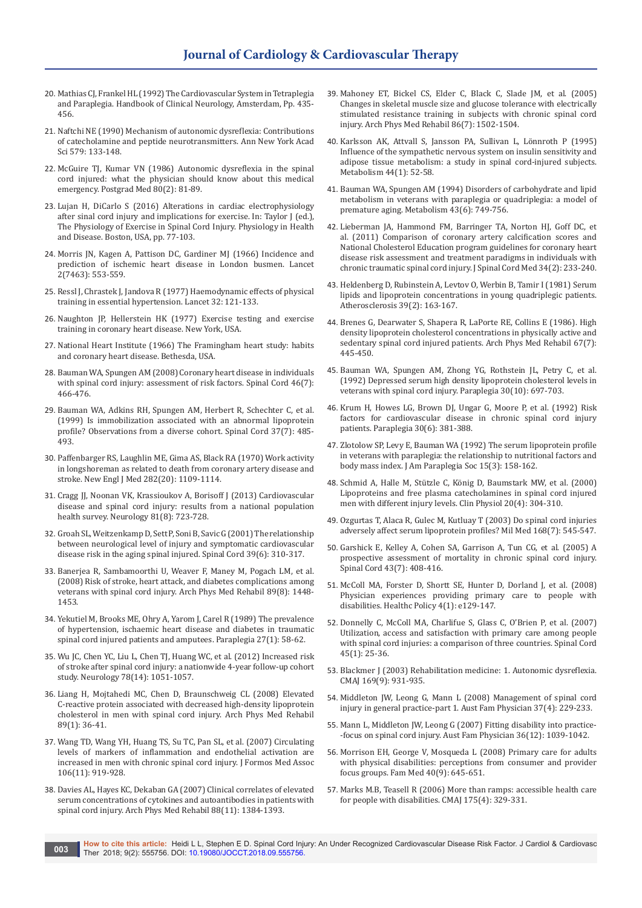20. Mathias CJ, Frankel HL (1992) The Cardiovascular System in Tetraplegia and Paraplegia. Handbook of Clinical Neurology, Amsterdam, Pp. 435-456.
21. Naftchi NE (1990) Mechanism of autonomic dysreflexia: Contributions of catecholamine and peptide neurotransmitters. Ann New York Acad Sci 579: 133-148.
22. McGuire TJ, Kumar VN (1986) Autonomic dysreflexia in the spinal cord injured: what the physician should know about this medical emergency. Postgrad Med 80(2): 81-89.
23. Lujan H, DiCarlo S (2016) Alterations in cardiac electrophysiology after sinal cord injury and implications for exercise. In: Taylor J (ed.), The Physiology of Exercise in Spinal Cord Injury. Physiology in Health and Disease. Boston, USA, pp. 77-103.
24. Morris JN, Kagen A, Pattison DC, Gardiner MJ (1966) Incidence and prediction of ischemic heart disease in London busmen. Lancet 2(7463): 553-559.
25. Ressl J, Chrastek J, Jandova R (1977) Haemodynamic effects of physical training in essential hypertension. Lancet 32: 121-133.
26. Naughton JP, Hellerstein HK (1977) Exercise testing and exercise training in coronary heart disease. New York, USA.
27. National Heart Institute (1966) The Framingham heart study: habits and coronary heart disease. Bethesda, USA.
28. Bauman WA, Spungen AM (2008) Coronary heart disease in individuals with spinal cord injury: assessment of risk factors. Spinal Cord 46(7): 466-476.
29. Bauman WA, Adkins RH, Spungen AM, Herbert R, Schechter C, et al. (1999) Is immobilization associated with an abnormal lipoprotein profile? Observations from a diverse cohort. Spinal Cord 37(7): 485-493.
30. Paffenbarger RS, Laughlin ME, Gima AS, Black RA (1970) Work activity in longshoreman as related to death from coronary artery disease and stroke. New Engl J Med 282(20): 1109-1114.
31. Cragg JJ, Noonan VK, Krassioukov A, Borisoff J (2013) Cardiovascular disease and spinal cord injury: results from a national population health survey. Neurology 81(8): 723-728.
32. Groah SL, Weitzenkamp D, Sett P, Soni B, Savic G (2001) The relationship between neurological level of injury and symptomatic cardiovascular disease risk in the aging spinal injured. Spinal Cord 39(6): 310-317.
33. Banerjea R, Sambamoorthi U, Weaver F, Maney M, Pogach LM, et al. (2008) Risk of stroke, heart attack, and diabetes complications among veterans with spinal cord injury. Arch Phys Med Rehabil 89(8): 1448-1453.
34. Yekutiel M, Brooks ME, Ohry A, Yarom J, Carel R (1989) The prevalence of hypertension, ischaemic heart disease and diabetes in traumatic spinal cord injured patients and amputees. Paraplegia 27(1): 58-62.
35. Wu JC, Chen YC, Liu L, Chen TJ, Huang WC, et al. (2012) Increased risk of stroke after spinal cord injury: a nationwide 4-year follow-up cohort study. Neurology 78(14): 1051-1057.
36. Liang H, Mojtahedi MC, Chen D, Braunschweig CL (2008) Elevated C-reactive protein associated with decreased high-density lipoprotein cholesterol in men with spinal cord injury. Arch Phys Med Rehabil 89(1): 36-41.
37. Wang TD, Wang YH, Huang TS, Su TC, Pan SL, et al. (2007) Circulating levels of markers of inflammation and endothelial activation are increased in men with chronic spinal cord injury. J Formos Med Assoc 106(11): 919-928.
38. Davies AL, Hayes KC, Dekaban GA (2007) Clinical correlates of elevated serum concentrations of cytokines and autoantibodies in patients with spinal cord injury. Arch Phys Med Rehabil 88(11): 1384-1393.
39. Mahoney ET, Bickel CS, Elder C, Black C, Slade JM, et al. (2005) Changes in skeletal muscle size and glucose tolerance with electrically stimulated resistance training in subjects with chronic spinal cord injury. Arch Phys Med Rehabil 86(7): 1502-1504.
40. Karlsson AK, Attvall S, Jansson PA, Sullivan L, Lönnroth P (1995) Influence of the sympathetic nervous system on insulin sensitivity and adipose tissue metabolism: a study in spinal cord-injured subjects. Metabolism 44(1): 52-58.
41. Bauman WA, Spungen AM (1994) Disorders of carbohydrate and lipid metabolism in veterans with paraplegia or quadriplegia: a model of premature aging. Metabolism 43(6): 749-756.
42. Lieberman JA, Hammond FM, Barringer TA, Norton HJ, Goff DC, et al. (2011) Comparison of coronary artery calcification scores and National Cholesterol Education program guidelines for coronary heart disease risk assessment and treatment paradigms in individuals with chronic traumatic spinal cord injury. J Spinal Cord Med 34(2): 233-240.
43. Heldenberg D, Rubinstein A, Levtov O, Werbin B, Tamir I (1981) Serum lipids and lipoprotein concentrations in young quadriplegic patients. Atherosclerosis 39(2): 163-167.
44. Brenes G, Dearwater S, Shapera R, LaPorte RE, Collins E (1986). High density lipoprotein cholesterol concentrations in physically active and sedentary spinal cord injured patients. Arch Phys Med Rehabil 67(7): 445-450.
45. Bauman WA, Spungen AM, Zhong YG, Rothstein JL, Petry C, et al. (1992) Depressed serum high density lipoprotein cholesterol levels in veterans with spinal cord injury. Paraplegia 30(10): 697-703.
46. Krum H, Howes LG, Brown DJ, Ungar G, Moore P, et al. (1992) Risk factors for cardiovascular disease in chronic spinal cord injury patients. Paraplegia 30(6): 381-388.
47. Zlotolow SP, Levy E, Bauman WA (1992) The serum lipoprotein profile in veterans with paraplegia: the relationship to nutritional factors and body mass index. J Am Paraplegia Soc 15(3): 158-162.
48. Schmid A, Halle M, Stützle C, König D, Baumstark MW, et al. (2000) Lipoproteins and free plasma catecholamines in spinal cord injured men with different injury levels. Clin Physiol 20(4): 304-310.
49. Ozgurtas T, Alaca R, Gulec M, Kutluay T (2003) Do spinal cord injuries adversely affect serum lipoprotein profiles? Mil Med 168(7): 545-547.
50. Garshick E, Kelley A, Cohen SA, Garrison A, Tun CG, et al. (2005) A prospective assessment of mortality in chronic spinal cord injury. Spinal Cord 43(7): 408-416.
51. McColl MA, Forster D, Shortt SE, Hunter D, Dorland J, et al. (2008) Physician experiences providing primary care to people with disabilities. Healthc Policy 4(1): e129-147.
52. Donnelly C, McColl MA, Charlifue S, Glass C, O'Brien P, et al. (2007) Utilization, access and satisfaction with primary care among people with spinal cord injuries: a comparison of three countries. Spinal Cord 45(1): 25-36.
53. Blackmer J (2003) Rehabilitation medicine: 1. Autonomic dysreflexia. CMAJ 169(9): 931-935.
54. Middleton JW, Leong G, Mann L (2008) Management of spinal cord injury in general practice-part 1. Aust Fam Physician 37(4): 229-233.
55. Mann L, Middleton JW, Leong G (2007) Fitting disability into practice--focus on spinal cord injury. Aust Fam Physician 36(12): 1039-1042.
56. Morrison EH, George V, Mosqueda L (2008) Primary care for adults with physical disabilities: perceptions from consumer and provider focus groups. Fam Med 40(9): 645-651.
57. Marks M.B, Teasell R (2006) More than ramps: accessible health care for people with disabilities. CMAJ 175(4): 329-331.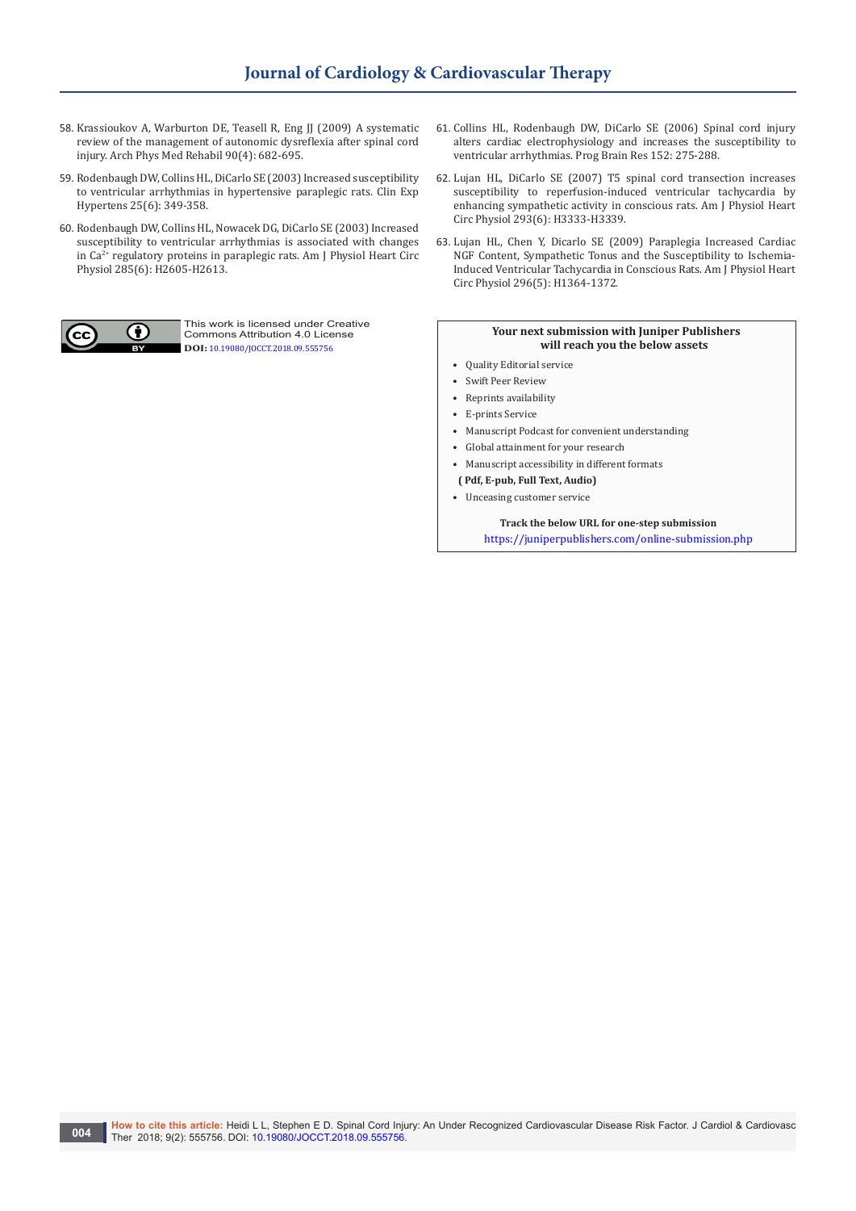58. Krassioukov A, Warburton DE, Teasell R, Eng JJ (2009) A systematic review of the management of autonomic dysreflexia after spinal cord injury. Arch Phys Med Rehabil 90(4): 682-695.

59. Rodenbaugh DW, Collins HL, DiCarlo SE (2003) Increased susceptibility to ventricular arrhythmias in hypertensive paraplegic rats. Clin Exp Hypertens 25(6): 349-358.

60. Rodenbaugh DW, Collins HL, Nowacek DG, DiCarlo SE (2003) Increased susceptibility to ventricular arrhythmias is associated with changes in $Ca^{2+}$ regulatory proteins in paraplegic rats. Am J Physiol Heart Circ Physiol 285(6): H2605-H2613.

61. Collins HL, Rodenbaugh DW, DiCarlo SE (2006) Spinal cord injury alters cardiac electrophysiology and increases the susceptibility to ventricular arrhythmias. Prog Brain Res 152: 275-288.

62. Lujan HL, DiCarlo SE (2007) T5 spinal cord transection increases susceptibility to reperfusion-induced ventricular tachycardia by enhancing sympathetic activity in conscious rats. Am J Physiol Heart Circ Physiol 293(6): H3333-H3339.

63. Lujan HL, Chen Y, Dicarlo SE (2009) Paraplegia Increased Cardiac NGF Content, Sympathetic Tonus and the Susceptibility to Ischemia-Induced Ventricular Tachycardia in Conscious Rats. Am J Physiol Heart Circ Physiol 296(5): H1364-1372.

This work is licensed under Creative Commons Attribution 4.0 License
**DOI:** 10.19080/JOCCT.2018.09.555756

**Your next submission with Juniper Publishers will reach you the below assets**

- Quality Editorial service
- Swift Peer Review
- Reprints availability
- E-prints Service
- Manuscript Podcast for convenient understanding
- Global attainment for your research
- Manuscript accessibility in different formats

**( Pdf, E-pub, Full Text, Audio)**

- Unceasing customer service

**Track the below URL for one-step submission**
https://juniperpublishers.com/online-submission.php

**How to cite this article:** Heidi L L, Stephen E D. Spinal Cord Injury: An Under Recognized Cardiovascular Disease Risk Factor. J Cardiol & Cardiovasc Ther 2018; 9(2): 555756. DOI: 10.19080/JOCCT.2018.09.555756.